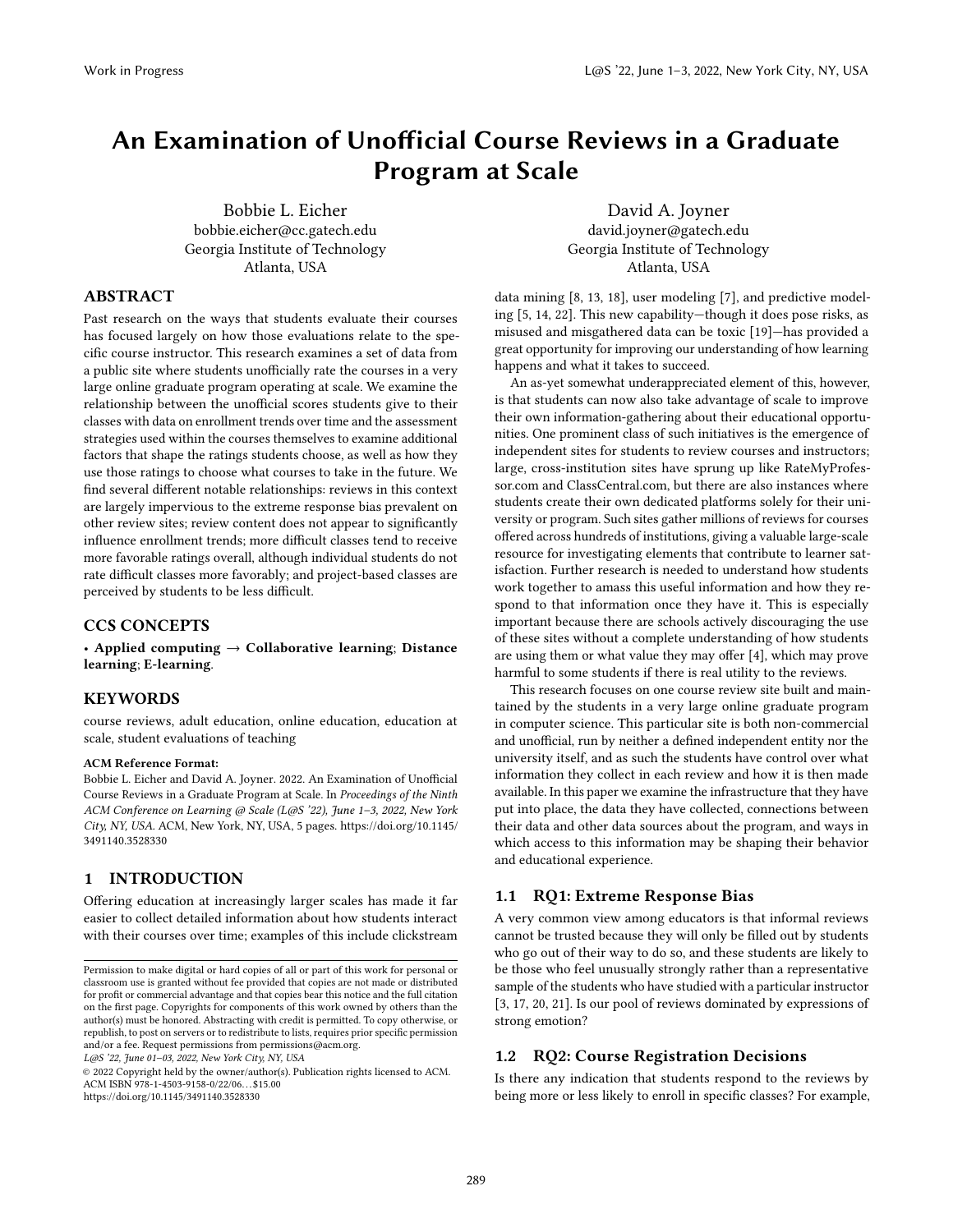# An Examination of Unofficial Course Reviews in a Graduate Program at Scale

Bobbie L. Eicher
bobbie.eicher@cc.gatech.edu
Georgia Institute of Technology
Atlanta, USA

David A. Joyner
david.joyner@gatech.edu
Georgia Institute of Technology
Atlanta, USA

## ABSTRACT

Past research on the ways that students evaluate their courses has focused largely on how those evaluations relate to the specific course instructor. This research examines a set of data from a public site where students unofficially rate the courses in a very large online graduate program operating at scale. We examine the relationship between the unofficial scores students give to their classes with data on enrollment trends over time and the assessment strategies used within the courses themselves to examine additional factors that shape the ratings students choose, as well as how they use those ratings to choose what courses to take in the future. We find several different notable relationships: reviews in this context are largely impervious to the extreme response bias prevalent on other review sites; review content does not appear to significantly influence enrollment trends; more difficult classes tend to receive more favorable ratings overall, although individual students do not rate difficult classes more favorably; and project-based classes are perceived by students to be less difficult.

## CCS CONCEPTS

• **Applied computing** → **Collaborative learning**; **Distance learning**; **E-learning**.

## KEYWORDS

course reviews, adult education, online education, education at scale, student evaluations of teaching

**ACM Reference Format:**
Bobbie L. Eicher and David A. Joyner. 2022. An Examination of Unofficial Course Reviews in a Graduate Program at Scale. In *Proceedings of the Ninth ACM Conference on Learning @ Scale (L@S '22), June 1–3, 2022, New York City, NY, USA.* ACM, New York, NY, USA, 5 pages. https://doi.org/10.1145/3491140.3528330

Permission to make digital or hard copies of all or part of this work for personal or classroom use is granted without fee provided that copies are not made or distributed for profit or commercial advantage and that copies bear this notice and the full citation on the first page. Copyrights for components of this work owned by others than the author(s) must be honored. Abstracting with credit is permitted. To copy otherwise, or republish, to post on servers or to redistribute to lists, requires prior specific permission and/or a fee. Request permissions from permissions@acm.org.
*L@S '22, June 01–03, 2022, New York City, NY, USA*
© 2022 Copyright held by the owner/author(s). Publication rights licensed to ACM.
ACM ISBN 978-1-4503-9158-0/22/06…$15.00
https://doi.org/10.1145/3491140.3528330

## 1 INTRODUCTION

Offering education at increasingly larger scales has made it far easier to collect detailed information about how students interact with their courses over time; examples of this include clickstream data mining [8, 13, 18], user modeling [7], and predictive modeling [5, 14, 22]. This new capability—though it does pose risks, as misused and misgathered data can be toxic [19]—has provided a great opportunity for improving our understanding of how learning happens and what it takes to succeed.

An as-yet somewhat underappreciated element of this, however, is that students can now also take advantage of scale to improve their own information-gathering about their educational opportunities. One prominent class of such initiatives is the emergence of independent sites for students to review courses and instructors; large, cross-institution sites have sprung up like RateMyProfessor.com and ClassCentral.com, but there are also instances where students create their own dedicated platforms solely for their university or program. Such sites gather millions of reviews for courses offered across hundreds of institutions, giving a valuable large-scale resource for investigating elements that contribute to learner satisfaction. Further research is needed to understand how students work together to amass this useful information and how they respond to that information once they have it. This is especially important because there are schools actively discouraging the use of these sites without a complete understanding of how students are using them or what value they may offer [4], which may prove harmful to some students if there is real utility to the reviews.

This research focuses on one course review site built and maintained by the students in a very large online graduate program in computer science. This particular site is both non-commercial and unofficial, run by neither a defined independent entity nor the university itself, and as such the students have control over what information they collect in each review and how it is then made available. In this paper we examine the infrastructure that they have put into place, the data they have collected, connections between their data and other data sources about the program, and ways in which access to this information may be shaping their behavior and educational experience.

### 1.1 RQ1: Extreme Response Bias

A very common view among educators is that informal reviews cannot be trusted because they will only be filled out by students who go out of their way to do so, and these students are likely to be those who feel unusually strongly rather than a representative sample of the students who have studied with a particular instructor [3, 17, 20, 21]. Is our pool of reviews dominated by expressions of strong emotion?

### 1.2 RQ2: Course Registration Decisions

Is there any indication that students respond to the reviews by being more or less likely to enroll in specific classes? For example,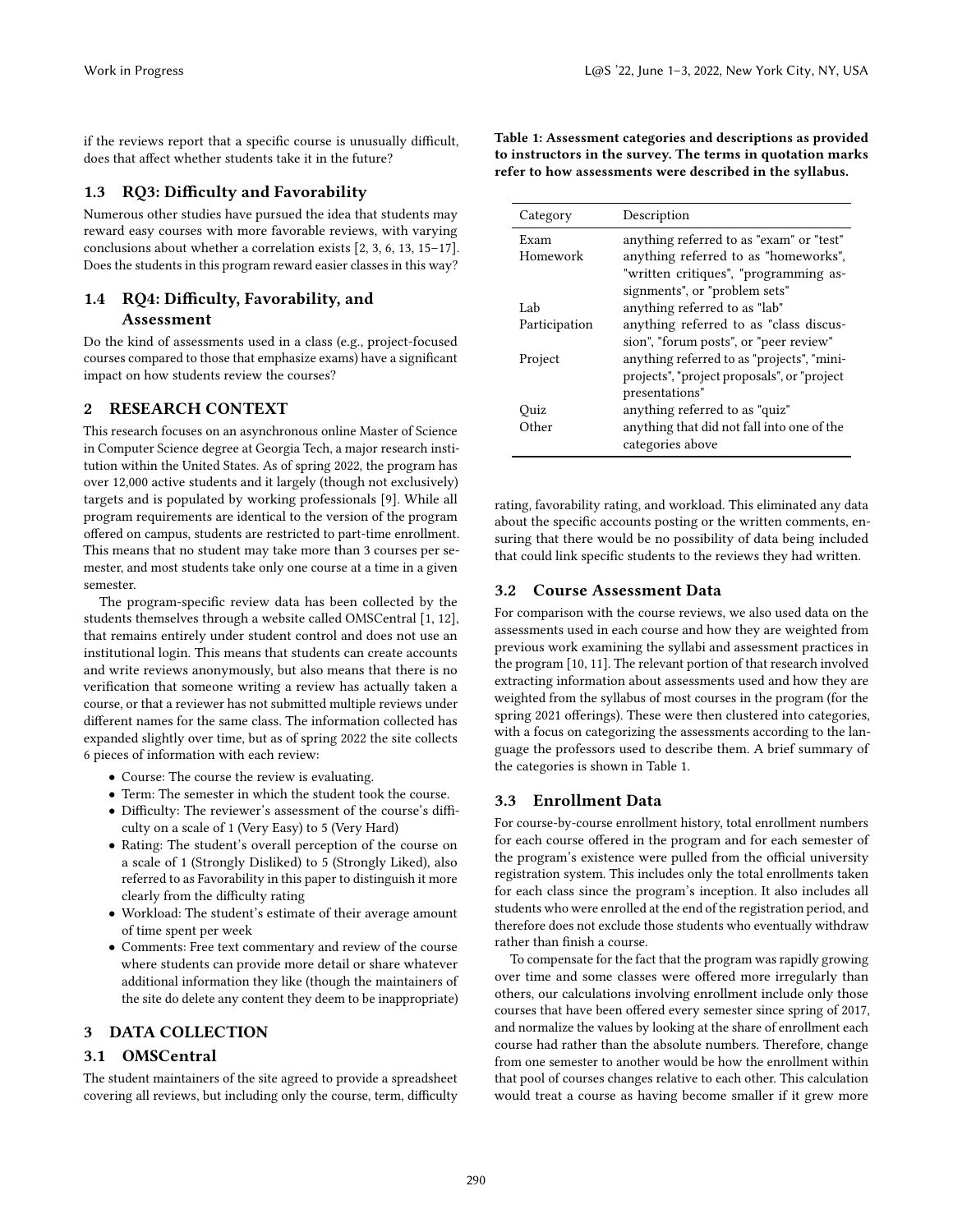if the reviews report that a specific course is unusually difficult, does that affect whether students take it in the future?

### 1.3 RQ3: Difficulty and Favorability

Numerous other studies have pursued the idea that students may reward easy courses with more favorable reviews, with varying conclusions about whether a correlation exists [2, 3, 6, 13, 15–17]. Does the students in this program reward easier classes in this way?

### 1.4 RQ4: Difficulty, Favorability, and Assessment

Do the kind of assessments used in a class (e.g., project-focused courses compared to those that emphasize exams) have a significant impact on how students review the courses?

## 2 RESEARCH CONTEXT

This research focuses on an asynchronous online Master of Science in Computer Science degree at Georgia Tech, a major research institution within the United States. As of spring 2022, the program has over 12,000 active students and it largely (though not exclusively) targets and is populated by working professionals [9]. While all program requirements are identical to the version of the program offered on campus, students are restricted to part-time enrollment. This means that no student may take more than 3 courses per semester, and most students take only one course at a time in a given semester.

The program-specific review data has been collected by the students themselves through a website called OMSCentral [1, 12], that remains entirely under student control and does not use an institutional login. This means that students can create accounts and write reviews anonymously, but also means that there is no verification that someone writing a review has actually taken a course, or that a reviewer has not submitted multiple reviews under different names for the same class. The information collected has expanded slightly over time, but as of spring 2022 the site collects 6 pieces of information with each review:

- Course: The course the review is evaluating.
- Term: The semester in which the student took the course.
- Difficulty: The reviewer's assessment of the course's difficulty on a scale of 1 (Very Easy) to 5 (Very Hard)
- Rating: The student's overall perception of the course on a scale of 1 (Strongly Disliked) to 5 (Strongly Liked), also referred to as Favorability in this paper to distinguish it more clearly from the difficulty rating
- Workload: The student's estimate of their average amount of time spent per week
- Comments: Free text commentary and review of the course where students can provide more detail or share whatever additional information they like (though the maintainers of the site do delete any content they deem to be inappropriate)

## 3 DATA COLLECTION

### 3.1 OMSCentral

The student maintainers of the site agreed to provide a spreadsheet covering all reviews, but including only the course, term, difficulty rating, favorability rating, and workload. This eliminated any data about the specific accounts posting or the written comments, ensuring that there would be no possibility of data being included that could link specific students to the reviews they had written.

**Table 1: Assessment categories and descriptions as provided to instructors in the survey. The terms in quotation marks refer to how assessments were described in the syllabus.**

| Category | Description |
|---|---|
| Exam | anything referred to as "exam" or "test" |
| Homework | anything referred to as "homeworks", "written critiques", "programming assignments", or "problem sets" |
| Lab | anything referred to as "lab" |
| Participation | anything referred to as "class discussion", "forum posts", or "peer review" |
| Project | anything referred to as "projects", "mini-projects", "project proposals", or "project presentations" |
| Quiz | anything referred to as "quiz" |
| Other | anything that did not fall into one of the categories above |

### 3.2 Course Assessment Data

For comparison with the course reviews, we also used data on the assessments used in each course and how they are weighted from previous work examining the syllabi and assessment practices in the program [10, 11]. The relevant portion of that research involved extracting information about assessments used and how they are weighted from the syllabus of most courses in the program (for the spring 2021 offerings). These were then clustered into categories, with a focus on categorizing the assessments according to the language the professors used to describe them. A brief summary of the categories is shown in Table 1.

### 3.3 Enrollment Data

For course-by-course enrollment history, total enrollment numbers for each course offered in the program and for each semester of the program's existence were pulled from the official university registration system. This includes only the total enrollments taken for each class since the program's inception. It also includes all students who were enrolled at the end of the registration period, and therefore does not exclude those students who eventually withdraw rather than finish a course.

To compensate for the fact that the program was rapidly growing over time and some classes were offered more irregularly than others, our calculations involving enrollment include only those courses that have been offered every semester since spring of 2017, and normalize the values by looking at the share of enrollment each course had rather than the absolute numbers. Therefore, change from one semester to another would be how the enrollment within that pool of courses changes relative to each other. This calculation would treat a course as having become smaller if it grew more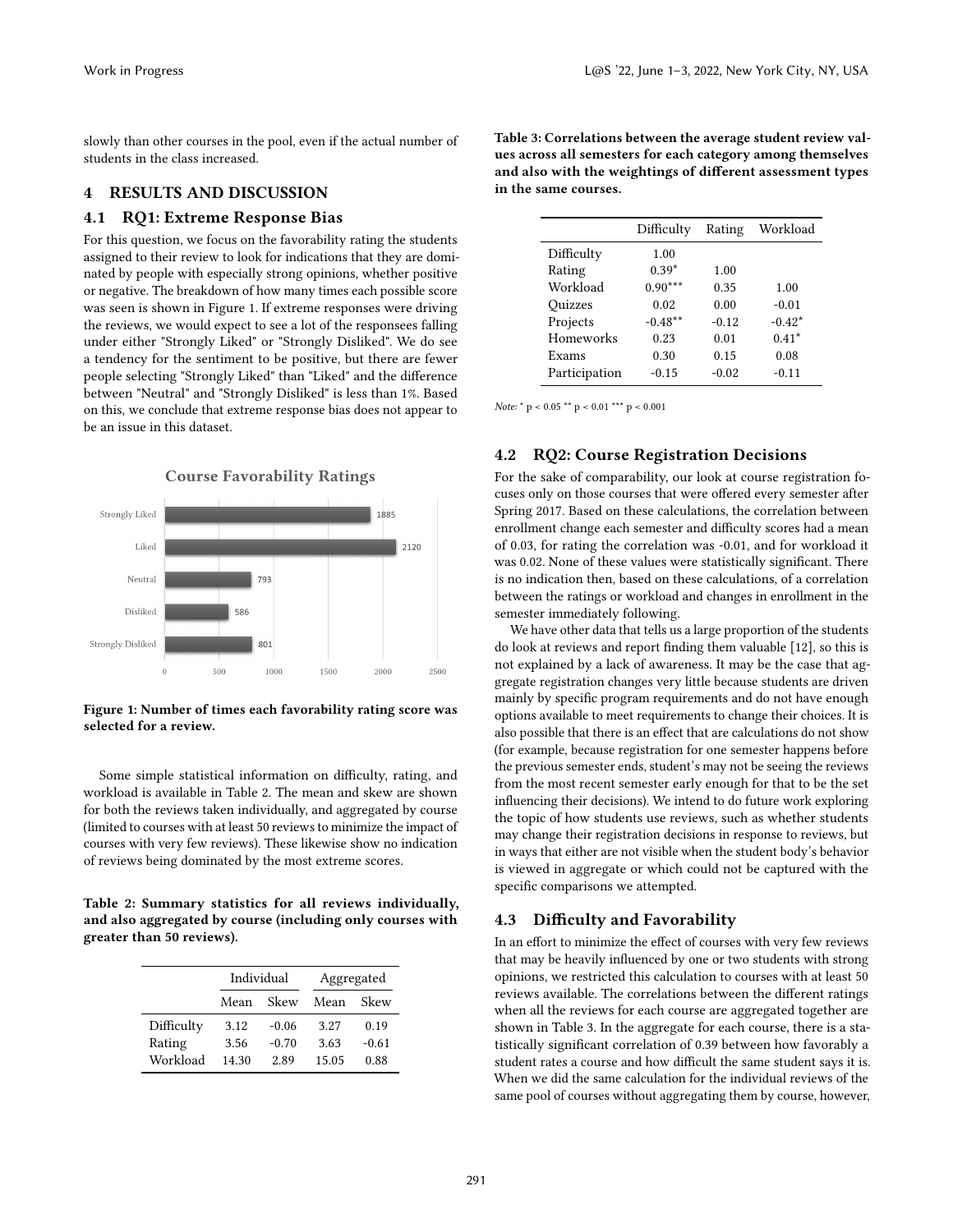slowly than other courses in the pool, even if the actual number of students in the class increased.

## 4 RESULTS AND DISCUSSION

### 4.1 RQ1: Extreme Response Bias

For this question, we focus on the favorability rating the students assigned to their review to look for indications that they are dominated by people with especially strong opinions, whether positive or negative. The breakdown of how many times each possible score was seen is shown in Figure 1. If extreme responses were driving the reviews, we would expect to see a lot of the responsees falling under either "Strongly Liked" or "Strongly Disliked". We do see a tendency for the sentiment to be positive, but there are fewer people selecting "Strongly Liked" than "Liked" and the difference between "Neutral" and "Strongly Disliked" is less than 1%. Based on this, we conclude that extreme response bias does not appear to be an issue in this dataset.

**Course Favorability Ratings**

| Rating | Count |
|---|---|
| Strongly Liked | 1885 |
| Liked | 2120 |
| Neutral | 793 |
| Disliked | 586 |
| Strongly Disliked | 801 |

**Figure 1: Number of times each favorability rating score was selected for a review.**

Some simple statistical information on difficulty, rating, and workload is available in Table 2. The mean and skew are shown for both the reviews taken individually, and aggregated by course (limited to courses with at least 50 reviews to minimize the impact of courses with very few reviews). These likewise show no indication of reviews being dominated by the most extreme scores.

**Table 2: Summary statistics for all reviews individually, and also aggregated by course (including only courses with greater than 50 reviews).**

| | Individual | | Aggregated | |
|---|---|---|---|---|
| | Mean | Skew | Mean | Skew |
| Difficulty | 3.12 | -0.06 | 3.27 | 0.19 |
| Rating | 3.56 | -0.70 | 3.63 | -0.61 |
| Workload | 14.30 | 2.89 | 15.05 | 0.88 |

**Table 3: Correlations between the average student review values across all semesters for each category among themselves and also with the weightings of different assessment types in the same courses.**

| | Difficulty | Rating | Workload |
|---|---|---|---|
| Difficulty | 1.00 | | |
| Rating | 0.39* | 1.00 | |
| Workload | 0.90*** | 0.35 | 1.00 |
| Quizzes | 0.02 | 0.00 | -0.01 |
| Projects | -0.48** | -0.12 | -0.42* |
| Homeworks | 0.23 | 0.01 | 0.41* |
| Exams | 0.30 | 0.15 | 0.08 |
| Participation | -0.15 | -0.02 | -0.11 |

*Note:* * $p < 0.05$ ** $p < 0.01$ *** $p < 0.001$

### 4.2 RQ2: Course Registration Decisions

For the sake of comparability, our look at course registration focuses only on those courses that were offered every semester after Spring 2017. Based on these calculations, the correlation between enrollment change each semester and difficulty scores had a mean of 0.03, for rating the correlation was -0.01, and for workload it was 0.02. None of these values were statistically significant. There is no indication then, based on these calculations, of a correlation between the ratings or workload and changes in enrollment in the semester immediately following.

We have other data that tells us a large proportion of the students do look at reviews and report finding them valuable [12], so this is not explained by a lack of awareness. It may be the case that aggregate registration changes very little because students are driven mainly by specific program requirements and do not have enough options available to meet requirements to change their choices. It is also possible that there is an effect that are calculations do not show (for example, because registration for one semester happens before the previous semester ends, student's may not be seeing the reviews from the most recent semester early enough for that to be the set influencing their decisions). We intend to do future work exploring the topic of how students use reviews, such as whether students may change their registration decisions in response to reviews, but in ways that either are not visible when the student body's behavior is viewed in aggregate or which could not be captured with the specific comparisons we attempted.

### 4.3 Difficulty and Favorability

In an effort to minimize the effect of courses with very few reviews that may be heavily influenced by one or two students with strong opinions, we restricted this calculation to courses with at least 50 reviews available. The correlations between the different ratings when all the reviews for each course are aggregated together are shown in Table 3. In the aggregate for each course, there is a statistically significant correlation of 0.39 between how favorably a student rates a course and how difficult the same student says it is. When we did the same calculation for the individual reviews of the same pool of courses without aggregating them by course, however,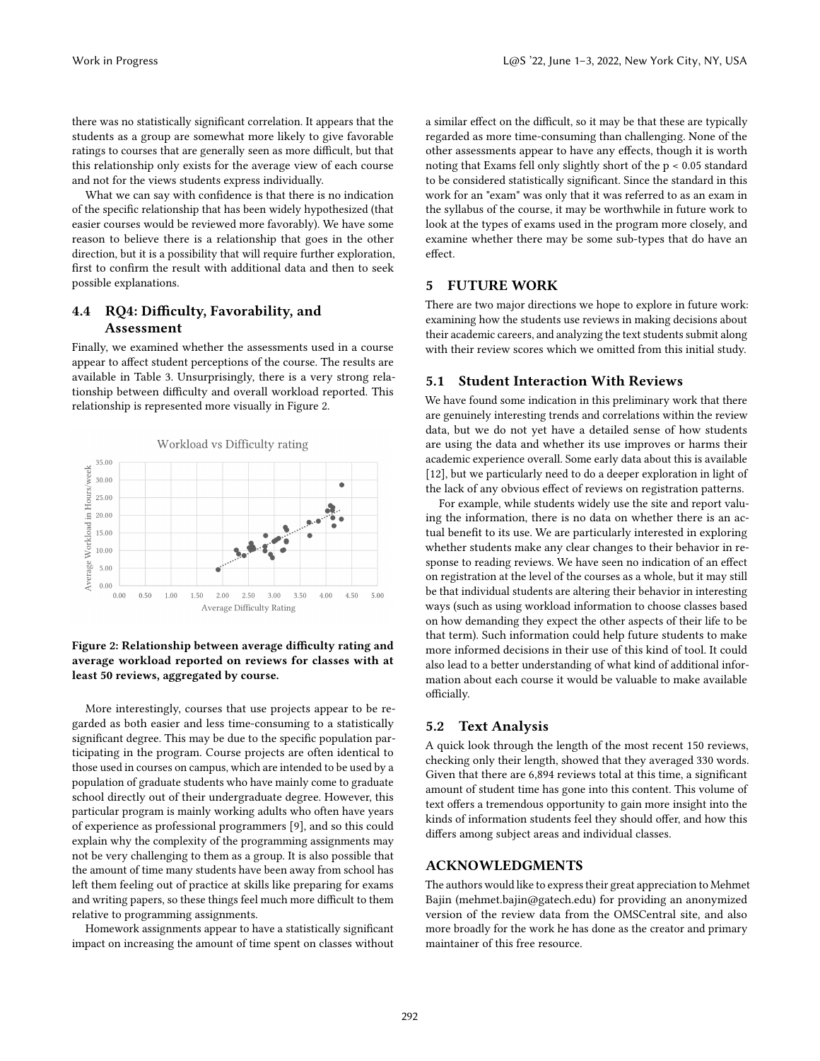there was no statistically significant correlation. It appears that the students as a group are somewhat more likely to give favorable ratings to courses that are generally seen as more difficult, but that this relationship only exists for the average view of each course and not for the views students express individually.

What we can say with confidence is that there is no indication of the specific relationship that has been widely hypothesized (that easier courses would be reviewed more favorably). We have some reason to believe there is a relationship that goes in the other direction, but it is a possibility that will require further exploration, first to confirm the result with additional data and then to seek possible explanations.

### 4.4 RQ4: Difficulty, Favorability, and Assessment

Finally, we examined whether the assessments used in a course appear to affect student perceptions of the course. The results are available in Table 3. Unsurprisingly, there is a very strong relationship between difficulty and overall workload reported. This relationship is represented more visually in Figure 2.

**Figure 2: Relationship between average difficulty rating and average workload reported on reviews for classes with at least 50 reviews, aggregated by course.**

More interestingly, courses that use projects appear to be regarded as both easier and less time-consuming to a statistically significant degree. This may be due to the specific population participating in the program. Course projects are often identical to those used in courses on campus, which are intended to be used by a population of graduate students who have mainly come to graduate school directly out of their undergraduate degree. However, this particular program is mainly working adults who often have years of experience as professional programmers [9], and so this could explain why the complexity of the programming assignments may not be very challenging to them as a group. It is also possible that the amount of time many students have been away from school has left them feeling out of practice at skills like preparing for exams and writing papers, so these things feel much more difficult to them relative to programming assignments.

Homework assignments appear to have a statistically significant impact on increasing the amount of time spent on classes without a similar effect on the difficult, so it may be that these are typically regarded as more time-consuming than challenging. None of the other assessments appear to have any effects, though it is worth noting that Exams fell only slightly short of the $p < 0.05$ standard to be considered statistically significant. Since the standard in this work for an "exam" was only that it was referred to as an exam in the syllabus of the course, it may be worthwhile in future work to look at the types of exams used in the program more closely, and examine whether there may be some sub-types that do have an effect.

## 5 FUTURE WORK

There are two major directions we hope to explore in future work: examining how the students use reviews in making decisions about their academic careers, and analyzing the text students submit along with their review scores which we omitted from this initial study.

### 5.1 Student Interaction With Reviews

We have found some indication in this preliminary work that there are genuinely interesting trends and correlations within the review data, but we do not yet have a detailed sense of how students are using the data and whether its use improves or harms their academic experience overall. Some early data about this is available [12], but we particularly need to do a deeper exploration in light of the lack of any obvious effect of reviews on registration patterns.

For example, while students widely use the site and report valuing the information, there is no data on whether there is an actual benefit to its use. We are particularly interested in exploring whether students make any clear changes to their behavior in response to reading reviews. We have seen no indication of an effect on registration at the level of the courses as a whole, but it may still be that individual students are altering their behavior in interesting ways (such as using workload information to choose classes based on how demanding they expect the other aspects of their life to be that term). Such information could help future students to make more informed decisions in their use of this kind of tool. It could also lead to a better understanding of what kind of additional information about each course it would be valuable to make available officially.

### 5.2 Text Analysis

A quick look through the length of the most recent 150 reviews, checking only their length, showed that they averaged 330 words. Given that there are 6,894 reviews total at this time, a significant amount of student time has gone into this content. This volume of text offers a tremendous opportunity to gain more insight into the kinds of information students feel they should offer, and how this differs among subject areas and individual classes.

## ACKNOWLEDGMENTS

The authors would like to express their great appreciation to Mehmet Bajin (mehmet.bajin@gatech.edu) for providing an anonymized version of the review data from the OMSCentral site, and also more broadly for the work he has done as the creator and primary maintainer of this free resource.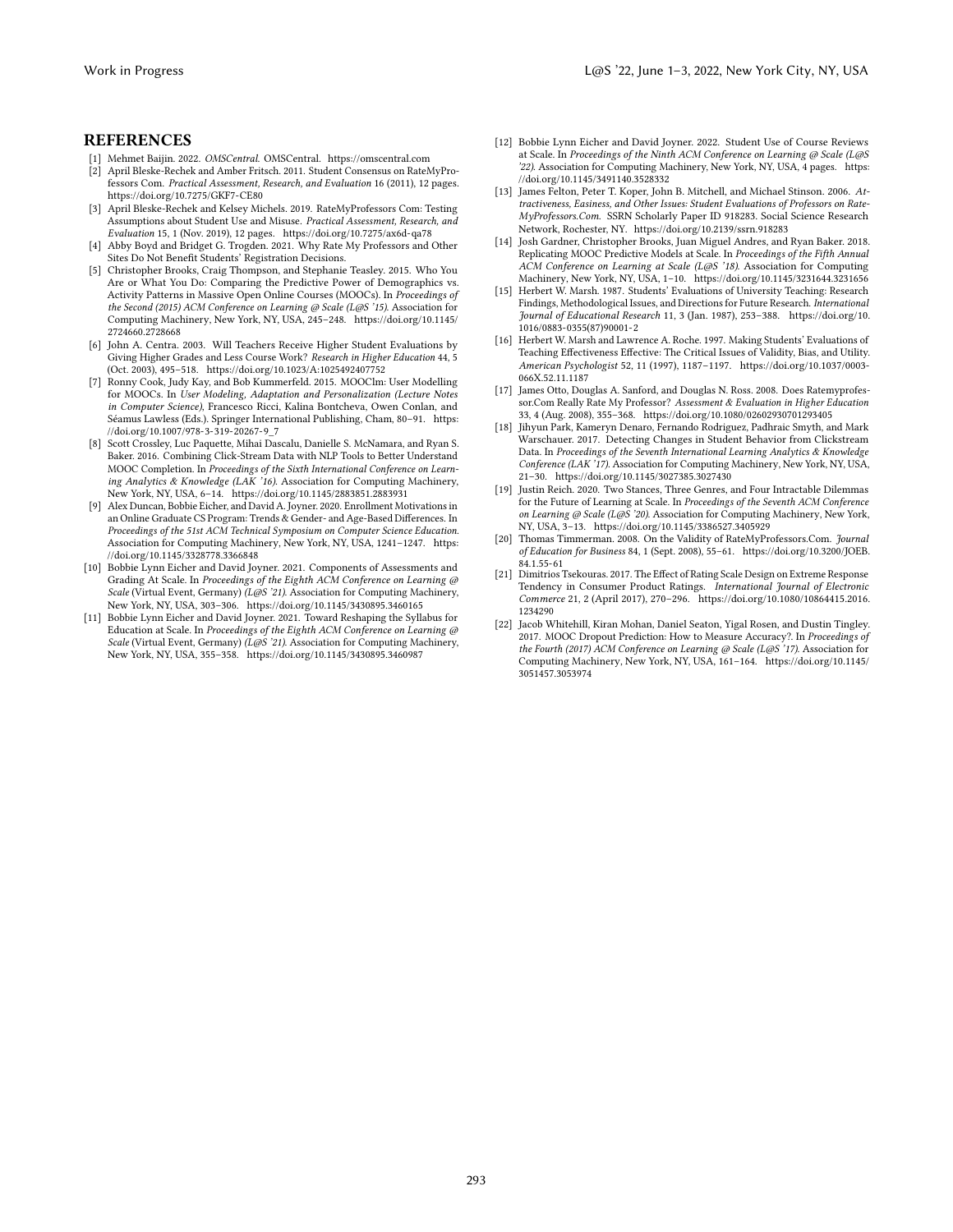## REFERENCES

[1] Mehmet Baijin. 2022. *OMSCentral*. OMSCentral. https://omscentral.com

[2] April Bleske-Rechek and Amber Fritsch. 2011. Student Consensus on RateMyProfessors Com. *Practical Assessment, Research, and Evaluation* 16 (2011), 12 pages. https://doi.org/10.7275/GKF7-CE80

[3] April Bleske-Rechek and Kelsey Michels. 2019. RateMyProfessors Com: Testing Assumptions about Student Use and Misuse. *Practical Assessment, Research, and Evaluation* 15, 1 (Nov. 2019), 12 pages. https://doi.org/10.7275/ax6d-qa78

[4] Abby Boyd and Bridget G. Trogden. 2021. Why Rate My Professors and Other Sites Do Not Benefit Students' Registration Decisions.

[5] Christopher Brooks, Craig Thompson, and Stephanie Teasley. 2015. Who You Are or What You Do: Comparing the Predictive Power of Demographics vs. Activity Patterns in Massive Open Online Courses (MOOCs). In *Proceedings of the Second (2015) ACM Conference on Learning @ Scale (L@S '15)*. Association for Computing Machinery, New York, NY, USA, 245–248. https://doi.org/10.1145/2724660.2728668

[6] John A. Centra. 2003. Will Teachers Receive Higher Student Evaluations by Giving Higher Grades and Less Course Work? *Research in Higher Education* 44, 5 (Oct. 2003), 495–518. https://doi.org/10.1023/A:1025492407752

[7] Ronny Cook, Judy Kay, and Bob Kummerfeld. 2015. MOOClm: User Modelling for MOOCs. In *User Modeling, Adaptation and Personalization (Lecture Notes in Computer Science)*, Francesco Ricci, Kalina Bontcheva, Owen Conlan, and Séamus Lawless (Eds.). Springer International Publishing, Cham, 80–91. https://doi.org/10.1007/978-3-319-20267-9_7

[8] Scott Crossley, Luc Paquette, Mihai Dascalu, Danielle S. McNamara, and Ryan S. Baker. 2016. Combining Click-Stream Data with NLP Tools to Better Understand MOOC Completion. In *Proceedings of the Sixth International Conference on Learning Analytics & Knowledge (LAK '16)*. Association for Computing Machinery, New York, NY, USA, 6–14. https://doi.org/10.1145/2883851.2883931

[9] Alex Duncan, Bobbie Eicher, and David A. Joyner. 2020. Enrollment Motivations in an Online Graduate CS Program: Trends & Gender- and Age-Based Differences. In *Proceedings of the 51st ACM Technical Symposium on Computer Science Education*. Association for Computing Machinery, New York, NY, USA, 1241–1247. https://doi.org/10.1145/3328778.3366848

[10] Bobbie Lynn Eicher and David Joyner. 2021. Components of Assessments and Grading At Scale. In *Proceedings of the Eighth ACM Conference on Learning @ Scale* (Virtual Event, Germany) *(L@S '21)*. Association for Computing Machinery, New York, NY, USA, 303–306. https://doi.org/10.1145/3430895.3460165

[11] Bobbie Lynn Eicher and David Joyner. 2021. Toward Reshaping the Syllabus for Education at Scale. In *Proceedings of the Eighth ACM Conference on Learning @ Scale* (Virtual Event, Germany) *(L@S '21)*. Association for Computing Machinery, New York, NY, USA, 355–358. https://doi.org/10.1145/3430895.3460987

[12] Bobbie Lynn Eicher and David Joyner. 2022. Student Use of Course Reviews at Scale. In *Proceedings of the Ninth ACM Conference on Learning @ Scale (L@S '22)*. Association for Computing Machinery, New York, NY, USA, 4 pages. https://doi.org/10.1145/3491140.3528332

[13] James Felton, Peter T. Koper, John B. Mitchell, and Michael Stinson. 2006. *Attractiveness, Easiness, and Other Issues: Student Evaluations of Professors on RateMyProfessors.Com.* SSRN Scholarly Paper ID 918283. Social Science Research Network, Rochester, NY. https://doi.org/10.2139/ssrn.918283

[14] Josh Gardner, Christopher Brooks, Juan Miguel Andres, and Ryan Baker. 2018. Replicating MOOC Predictive Models at Scale. In *Proceedings of the Fifth Annual ACM Conference on Learning at Scale (L@S '18)*. Association for Computing Machinery, New York, NY, USA, 1–10. https://doi.org/10.1145/3231644.3231656

[15] Herbert W. Marsh. 1987. Students' Evaluations of University Teaching: Research Findings, Methodological Issues, and Directions for Future Research. *International Journal of Educational Research* 11, 3 (Jan. 1987), 253–388. https://doi.org/10.1016/0883-0355(87)90001-2

[16] Herbert W. Marsh and Lawrence A. Roche. 1997. Making Students' Evaluations of Teaching Effectiveness Effective: The Critical Issues of Validity, Bias, and Utility. *American Psychologist* 52, 11 (1997), 1187–1197. https://doi.org/10.1037/0003-066X.52.11.1187

[17] James Otto, Douglas A. Sanford, and Douglas N. Ross. 2008. Does Ratemyprofessor.Com Really Rate My Professor? *Assessment & Evaluation in Higher Education* 33, 4 (Aug. 2008), 355–368. https://doi.org/10.1080/02602930701293405

[18] Jihyun Park, Kameryn Denaro, Fernando Rodriguez, Padhraic Smyth, and Mark Warschauer. 2017. Detecting Changes in Student Behavior from Clickstream Data. In *Proceedings of the Seventh International Learning Analytics & Knowledge Conference (LAK '17)*. Association for Computing Machinery, New York, NY, USA, 21–30. https://doi.org/10.1145/3027385.3027430

[19] Justin Reich. 2020. Two Stances, Three Genres, and Four Intractable Dilemmas for the Future of Learning at Scale. In *Proceedings of the Seventh ACM Conference on Learning @ Scale (L@S '20)*. Association for Computing Machinery, New York, NY, USA, 3–13. https://doi.org/10.1145/3386527.3405929

[20] Thomas Timmerman. 2008. On the Validity of RateMyProfessors.Com. *Journal of Education for Business* 84, 1 (Sept. 2008), 55–61. https://doi.org/10.3200/JOEB.84.1.55-61

[21] Dimitrios Tsekouras. 2017. The Effect of Rating Scale Design on Extreme Response Tendency in Consumer Product Ratings. *International Journal of Electronic Commerce* 21, 2 (April 2017), 270–296. https://doi.org/10.1080/10864415.2016.1234290

[22] Jacob Whitehill, Kiran Mohan, Daniel Seaton, Yigal Rosen, and Dustin Tingley. 2017. MOOC Dropout Prediction: How to Measure Accuracy?. In *Proceedings of the Fourth (2017) ACM Conference on Learning @ Scale (L@S '17)*. Association for Computing Machinery, New York, NY, USA, 161–164. https://doi.org/10.1145/3051457.3053974